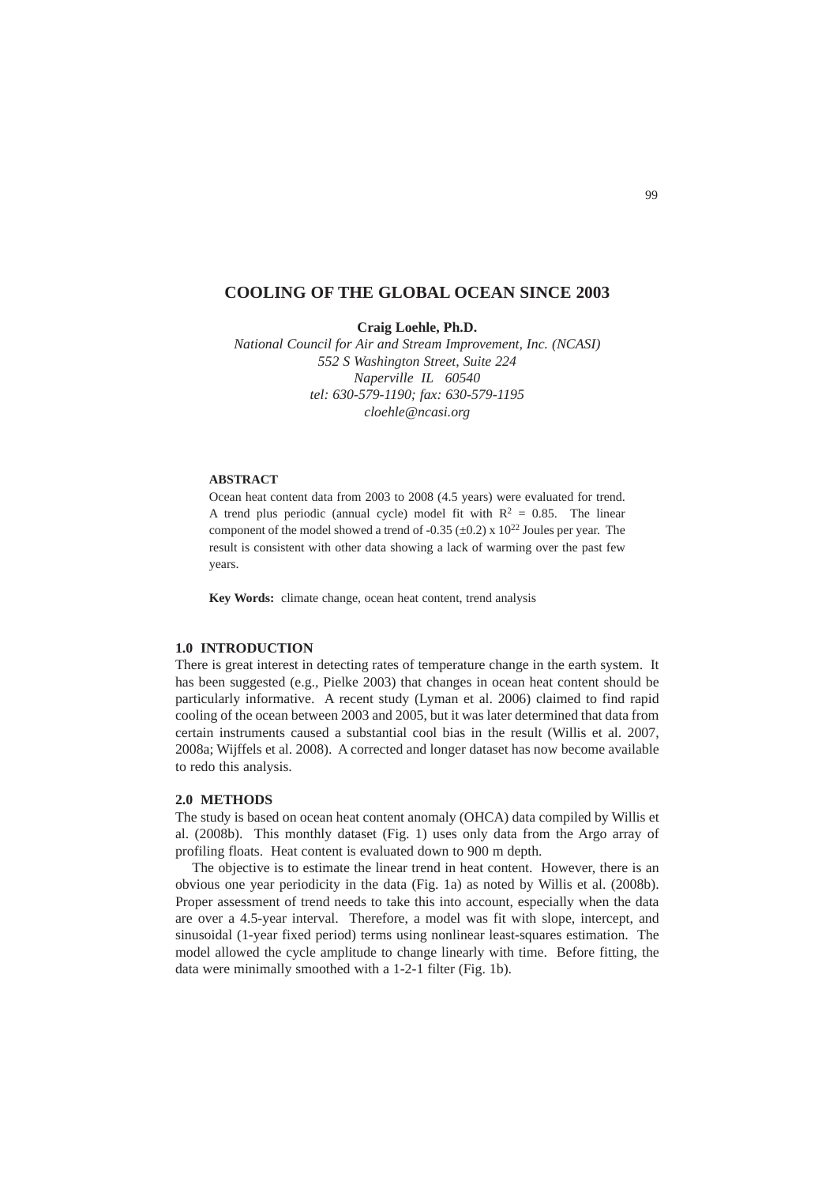# COOLING OF THE GLOBAL OCEAN SINCE 2003

**Craig Loehle, Ph.D.**

*National Council for Air and Stream Improvement, Inc. (NCASI)*
*552 S Washington Street, Suite 224*
*Naperville IL 60540*
*tel: 630-579-1190; fax: 630-579-1195*
*cloehle@ncasi.org*

### ABSTRACT

Ocean heat content data from 2003 to 2008 (4.5 years) were evaluated for trend. A trend plus periodic (annual cycle) model fit with $R^2 = 0.85$. The linear component of the model showed a trend of -0.35 (±0.2) x $10^{22}$ Joules per year. The result is consistent with other data showing a lack of warming over the past few years.

**Key Words:** climate change, ocean heat content, trend analysis

## 1.0 INTRODUCTION

There is great interest in detecting rates of temperature change in the earth system. It has been suggested (e.g., Pielke 2003) that changes in ocean heat content should be particularly informative. A recent study (Lyman et al. 2006) claimed to find rapid cooling of the ocean between 2003 and 2005, but it was later determined that data from certain instruments caused a substantial cool bias in the result (Willis et al. 2007, 2008a; Wijffels et al. 2008). A corrected and longer dataset has now become available to redo this analysis.

## 2.0 METHODS

The study is based on ocean heat content anomaly (OHCA) data compiled by Willis et al. (2008b). This monthly dataset (Fig. 1) uses only data from the Argo array of profiling floats. Heat content is evaluated down to 900 m depth.

The objective is to estimate the linear trend in heat content. However, there is an obvious one year periodicity in the data (Fig. 1a) as noted by Willis et al. (2008b). Proper assessment of trend needs to take this into account, especially when the data are over a 4.5-year interval. Therefore, a model was fit with slope, intercept, and sinusoidal (1-year fixed period) terms using nonlinear least-squares estimation. The model allowed the cycle amplitude to change linearly with time. Before fitting, the data were minimally smoothed with a 1-2-1 filter (Fig. 1b).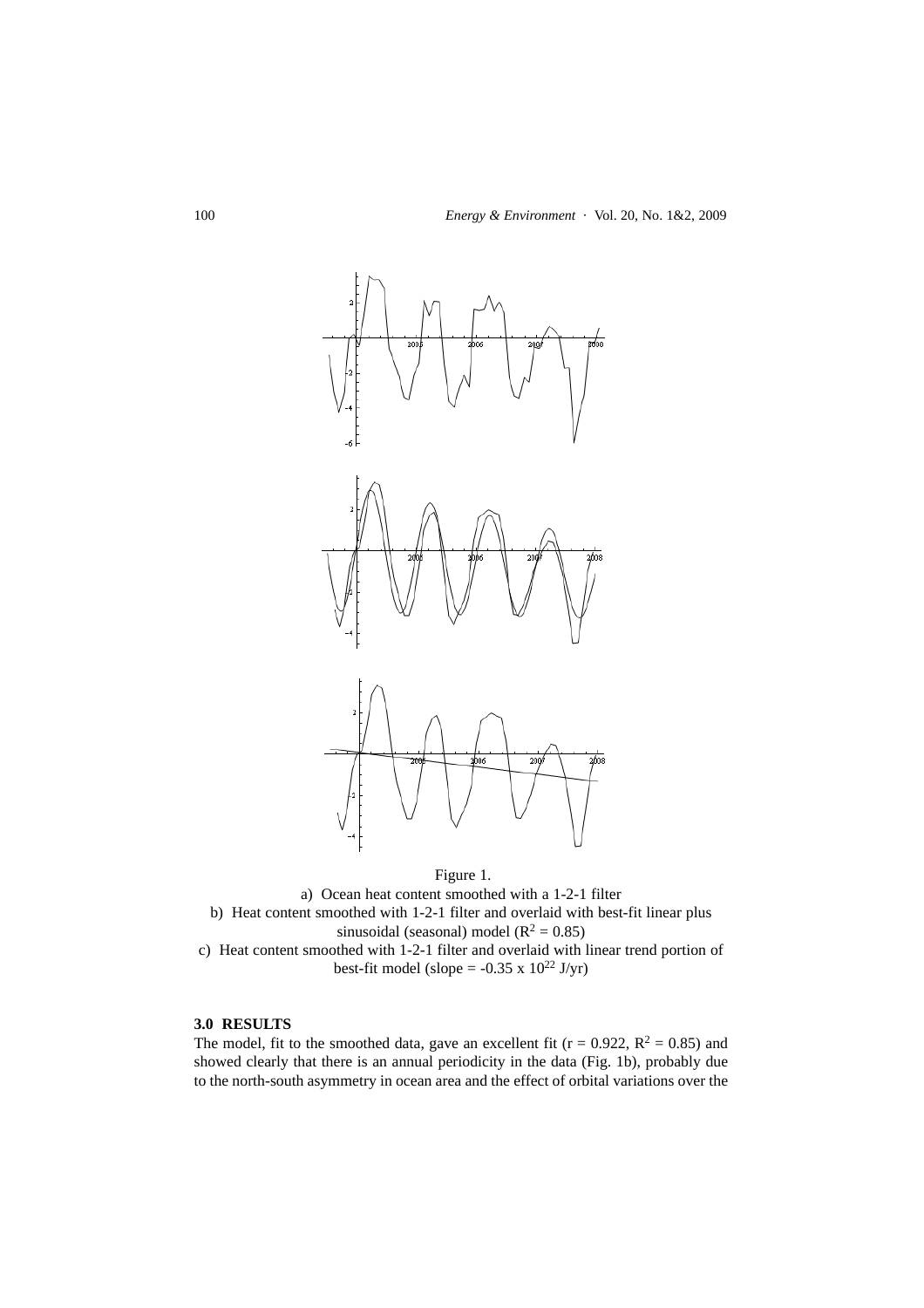Figure 1.

a) Ocean heat content smoothed with a 1-2-1 filter

b) Heat content smoothed with 1-2-1 filter and overlaid with best-fit linear plus sinusoidal (seasonal) model ($R^2 = 0.85$)

c) Heat content smoothed with 1-2-1 filter and overlaid with linear trend portion of best-fit model (slope = $-0.35 \times 10^{22}$ J/yr)

## 3.0 RESULTS

The model, fit to the smoothed data, gave an excellent fit ($r = 0.922$, $R^2 = 0.85$) and showed clearly that there is an annual periodicity in the data (Fig. 1b), probably due to the north-south asymmetry in ocean area and the effect of orbital variations over the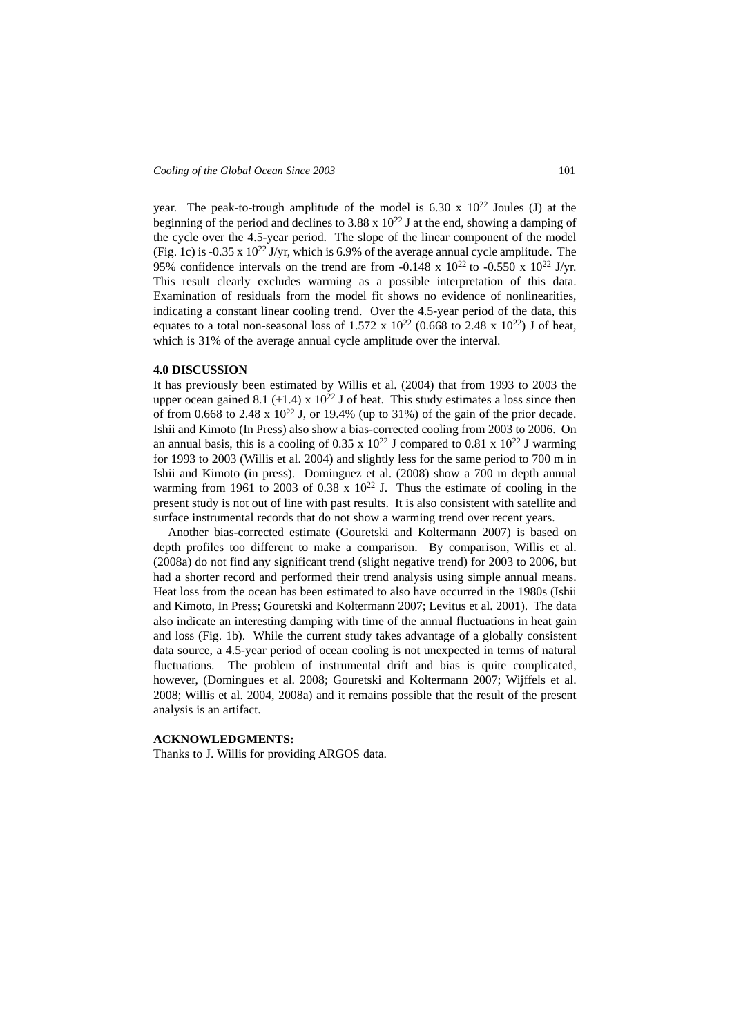year. The peak-to-trough amplitude of the model is 6.30 x $10^{22}$ Joules (J) at the beginning of the period and declines to 3.88 x $10^{22}$ J at the end, showing a damping of the cycle over the 4.5-year period. The slope of the linear component of the model (Fig. 1c) is -0.35 x $10^{22}$ J/yr, which is 6.9% of the average annual cycle amplitude. The 95% confidence intervals on the trend are from -0.148 x $10^{22}$ to -0.550 x $10^{22}$ J/yr. This result clearly excludes warming as a possible interpretation of this data. Examination of residuals from the model fit shows no evidence of nonlinearities, indicating a constant linear cooling trend. Over the 4.5-year period of the data, this equates to a total non-seasonal loss of 1.572 x $10^{22}$ (0.668 to 2.48 x $10^{22}$) J of heat, which is 31% of the average annual cycle amplitude over the interval.

## 4.0 DISCUSSION

It has previously been estimated by Willis et al. (2004) that from 1993 to 2003 the upper ocean gained 8.1 ($\pm$1.4) x $10^{22}$ J of heat. This study estimates a loss since then of from 0.668 to 2.48 x $10^{22}$ J, or 19.4% (up to 31%) of the gain of the prior decade. Ishii and Kimoto (In Press) also show a bias-corrected cooling from 2003 to 2006. On an annual basis, this is a cooling of 0.35 x $10^{22}$ J compared to 0.81 x $10^{22}$ J warming for 1993 to 2003 (Willis et al. 2004) and slightly less for the same period to 700 m in Ishii and Kimoto (in press). Dominguez et al. (2008) show a 700 m depth annual warming from 1961 to 2003 of 0.38 x $10^{22}$ J. Thus the estimate of cooling in the present study is not out of line with past results. It is also consistent with satellite and surface instrumental records that do not show a warming trend over recent years.

Another bias-corrected estimate (Gouretski and Koltermann 2007) is based on depth profiles too different to make a comparison. By comparison, Willis et al. (2008a) do not find any significant trend (slight negative trend) for 2003 to 2006, but had a shorter record and performed their trend analysis using simple annual means. Heat loss from the ocean has been estimated to also have occurred in the 1980s (Ishii and Kimoto, In Press; Gouretski and Koltermann 2007; Levitus et al. 2001). The data also indicate an interesting damping with time of the annual fluctuations in heat gain and loss (Fig. 1b). While the current study takes advantage of a globally consistent data source, a 4.5-year period of ocean cooling is not unexpected in terms of natural fluctuations. The problem of instrumental drift and bias is quite complicated, however, (Domingues et al. 2008; Gouretski and Koltermann 2007; Wijffels et al. 2008; Willis et al. 2004, 2008a) and it remains possible that the result of the present analysis is an artifact.

## ACKNOWLEDGMENTS:

Thanks to J. Willis for providing ARGOS data.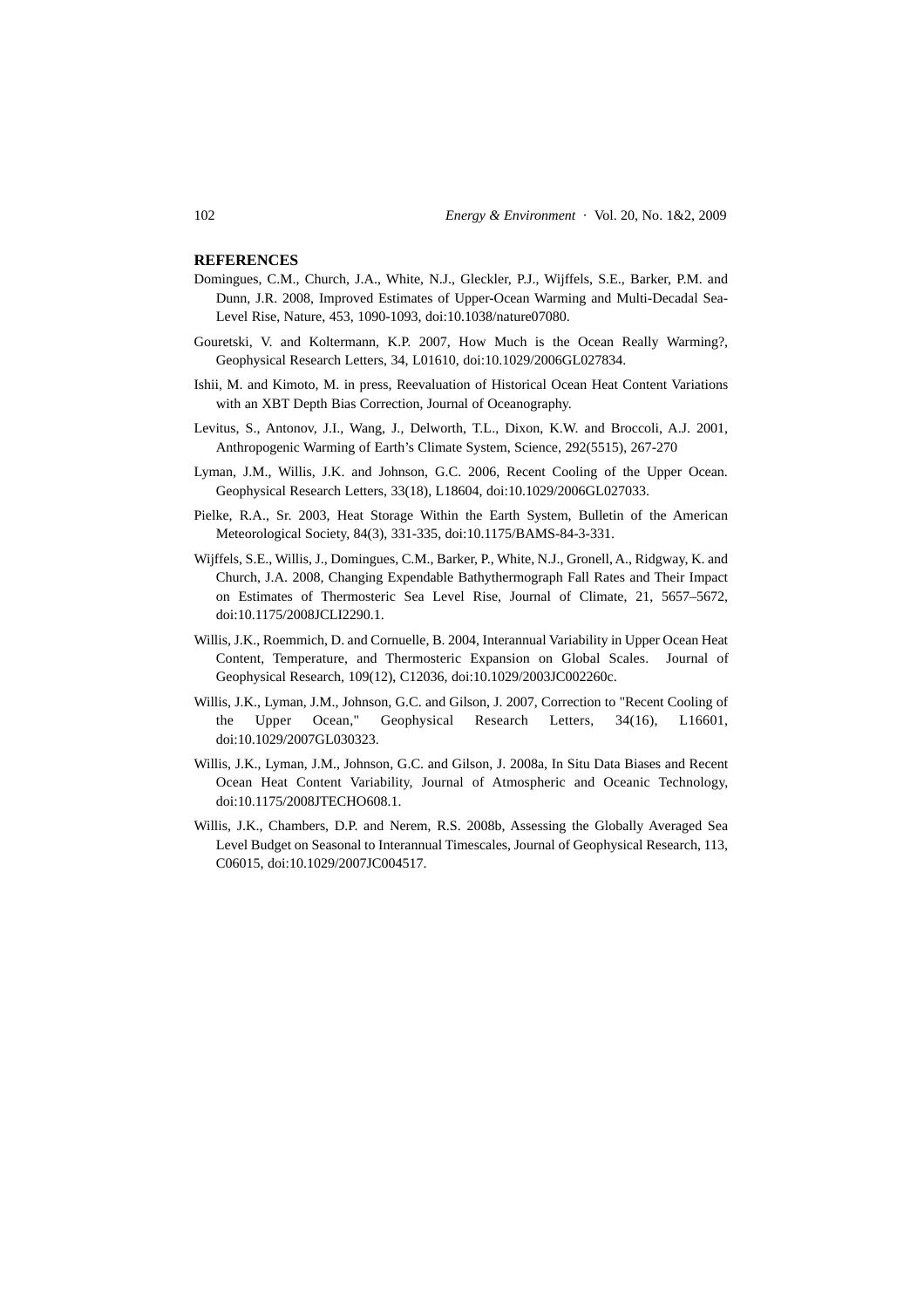## REFERENCES

Domingues, C.M., Church, J.A., White, N.J., Gleckler, P.J., Wijffels, S.E., Barker, P.M. and Dunn, J.R. 2008, Improved Estimates of Upper-Ocean Warming and Multi-Decadal Sea-Level Rise, Nature, 453, 1090-1093, doi:10.1038/nature07080.

Gouretski, V. and Koltermann, K.P. 2007, How Much is the Ocean Really Warming?, Geophysical Research Letters, 34, L01610, doi:10.1029/2006GL027834.

Ishii, M. and Kimoto, M. in press, Reevaluation of Historical Ocean Heat Content Variations with an XBT Depth Bias Correction, Journal of Oceanography.

Levitus, S., Antonov, J.I., Wang, J., Delworth, T.L., Dixon, K.W. and Broccoli, A.J. 2001, Anthropogenic Warming of Earth's Climate System, Science, 292(5515), 267-270

Lyman, J.M., Willis, J.K. and Johnson, G.C. 2006, Recent Cooling of the Upper Ocean. Geophysical Research Letters, 33(18), L18604, doi:10.1029/2006GL027033.

Pielke, R.A., Sr. 2003, Heat Storage Within the Earth System, Bulletin of the American Meteorological Society, 84(3), 331-335, doi:10.1175/BAMS-84-3-331.

Wijffels, S.E., Willis, J., Domingues, C.M., Barker, P., White, N.J., Gronell, A., Ridgway, K. and Church, J.A. 2008, Changing Expendable Bathythermograph Fall Rates and Their Impact on Estimates of Thermosteric Sea Level Rise, Journal of Climate, 21, 5657–5672, doi:10.1175/2008JCLI2290.1.

Willis, J.K., Roemmich, D. and Cornuelle, B. 2004, Interannual Variability in Upper Ocean Heat Content, Temperature, and Thermosteric Expansion on Global Scales. Journal of Geophysical Research, 109(12), C12036, doi:10.1029/2003JC002260c.

Willis, J.K., Lyman, J.M., Johnson, G.C. and Gilson, J. 2007, Correction to "Recent Cooling of the Upper Ocean," Geophysical Research Letters, 34(16), L16601, doi:10.1029/2007GL030323.

Willis, J.K., Lyman, J.M., Johnson, G.C. and Gilson, J. 2008a, In Situ Data Biases and Recent Ocean Heat Content Variability, Journal of Atmospheric and Oceanic Technology, doi:10.1175/2008JTECHO608.1.

Willis, J.K., Chambers, D.P. and Nerem, R.S. 2008b, Assessing the Globally Averaged Sea Level Budget on Seasonal to Interannual Timescales, Journal of Geophysical Research, 113, C06015, doi:10.1029/2007JC004517.